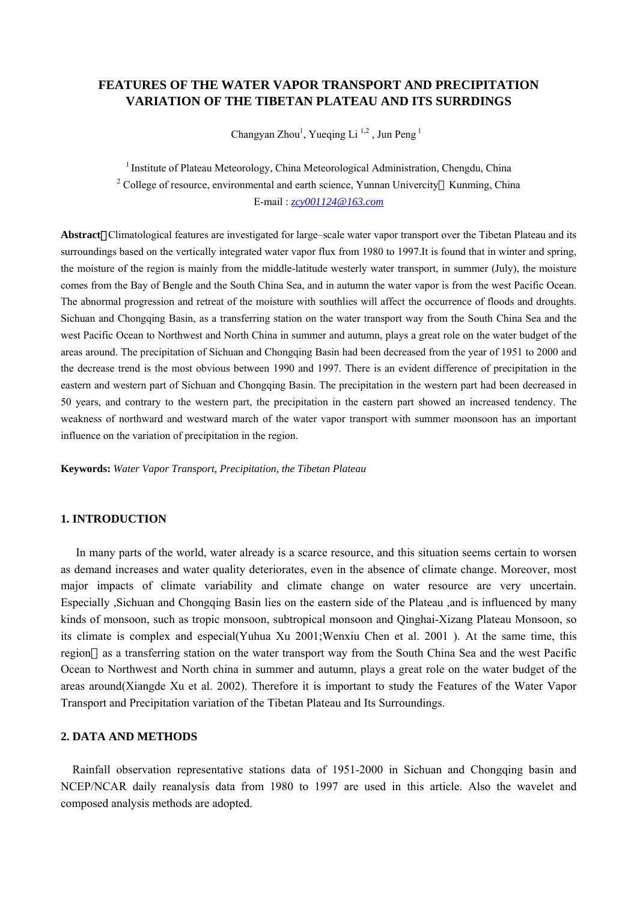# FEATURES OF THE WATER VAPOR TRANSPORT AND PRECIPITATION VARIATION OF THE TIBETAN PLATEAU AND ITS SURRDINGS

Changyan Zhou[1], Yueqing Li [1,2] , Jun Peng [1]

[1] Institute of Plateau Meteorology, China Meteorological Administration, Chengdu, China

[2] College of resource, environmental and earth science, Yunnan Univercity，Kunming, China

E-mail : zcy001124@163.com

**Abstract**：Climatological features are investigated for large–scale water vapor transport over the Tibetan Plateau and its surroundings based on the vertically integrated water vapor flux from 1980 to 1997.It is found that in winter and spring, the moisture of the region is mainly from the middle-latitude westerly water transport, in summer (July), the moisture comes from the Bay of Bengle and the South China Sea, and in autumn the water vapor is from the west Pacific Ocean. The abnormal progression and retreat of the moisture with southlies will affect the occurrence of floods and droughts. Sichuan and Chongqing Basin, as a transferring station on the water transport way from the South China Sea and the west Pacific Ocean to Northwest and North China in summer and autumn, plays a great role on the water budget of the areas around. The precipitation of Sichuan and Chongqing Basin had been decreased from the year of 1951 to 2000 and the decrease trend is the most obvious between 1990 and 1997. There is an evident difference of precipitation in the eastern and western part of Sichuan and Chongqing Basin. The precipitation in the western part had been decreased in 50 years, and contrary to the western part, the precipitation in the eastern part showed an increased tendency. The weakness of northward and westward march of the water vapor transport with summer moonsoon has an important influence on the variation of precipitation in the region.

**Keywords:** *Water Vapor Transport, Precipitation, the Tibetan Plateau*

## 1. INTRODUCTION

In many parts of the world, water already is a scarce resource, and this situation seems certain to worsen as demand increases and water quality deteriorates, even in the absence of climate change. Moreover, most major impacts of climate variability and climate change on water resource are very uncertain. Especially ,Sichuan and Chongqing Basin lies on the eastern side of the Plateau ,and is influenced by many kinds of monsoon, such as tropic monsoon, subtropical monsoon and Qinghai-Xizang Plateau Monsoon, so its climate is complex and especial(Yuhua Xu 2001;Wenxiu Chen et al. 2001 ). At the same time, this region，as a transferring station on the water transport way from the South China Sea and the west Pacific Ocean to Northwest and North china in summer and autumn, plays a great role on the water budget of the areas around(Xiangde Xu et al. 2002). Therefore it is important to study the Features of the Water Vapor Transport and Precipitation variation of the Tibetan Plateau and Its Surroundings.

## 2. DATA AND METHODS

Rainfall observation representative stations data of 1951-2000 in Sichuan and Chongqing basin and NCEP/NCAR daily reanalysis data from 1980 to 1997 are used in this article. Also the wavelet and composed analysis methods are adopted.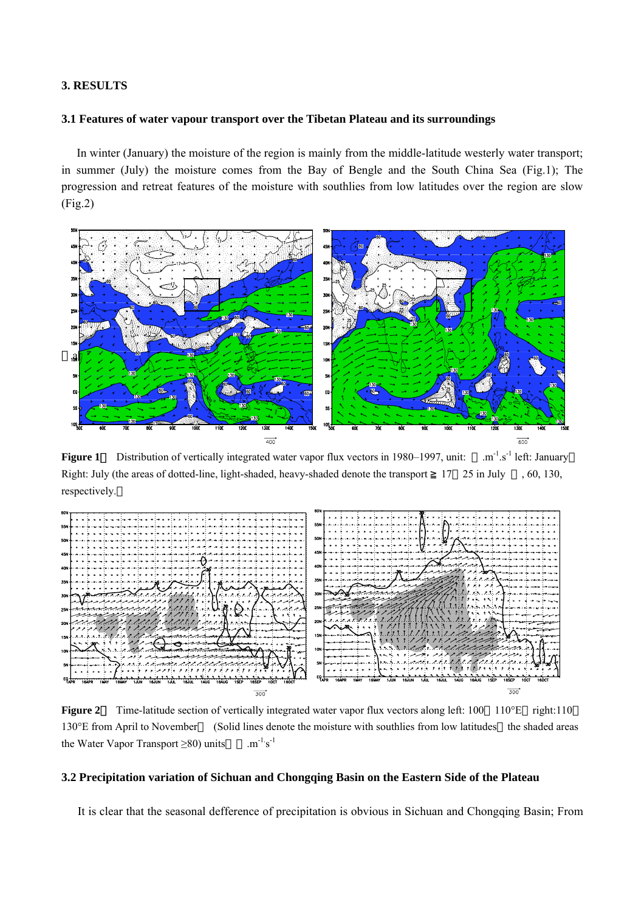## 3. RESULTS

### 3.1 Features of water vapour transport over the Tibetan Plateau and its surroundings

In winter (January) the moisture of the region is mainly from the middle-latitude westerly water transport; in summer (July) the moisture comes from the Bay of Bengle and the South China Sea (Fig.1); The progression and retreat features of the moisture with southlies from low latitudes over the region are slow (Fig.2)

**Figure 1** Distribution of vertically integrated water vapor flux vectors in 1980–1997, unit: $.m^{-1}.s^{-1}$ left: January Right: July (the areas of dotted-line, light-shaded, heavy-shaded denote the transport ≧ 17 25 in July , 60, 130, respectively.

**Figure 2** Time-latitude section of vertically integrated water vapor flux vectors along left: 100 110°E right:110 130°E from April to November (Solid lines denote the moisture with southlies from low latitudes the shaded areas the Water Vapor Transport ≥80) units $.m^{-1}s^{-1}$

### 3.2 Precipitation variation of Sichuan and Chongqing Basin on the Eastern Side of the Plateau

It is clear that the seasonal defference of precipitation is obvious in Sichuan and Chongqing Basin; From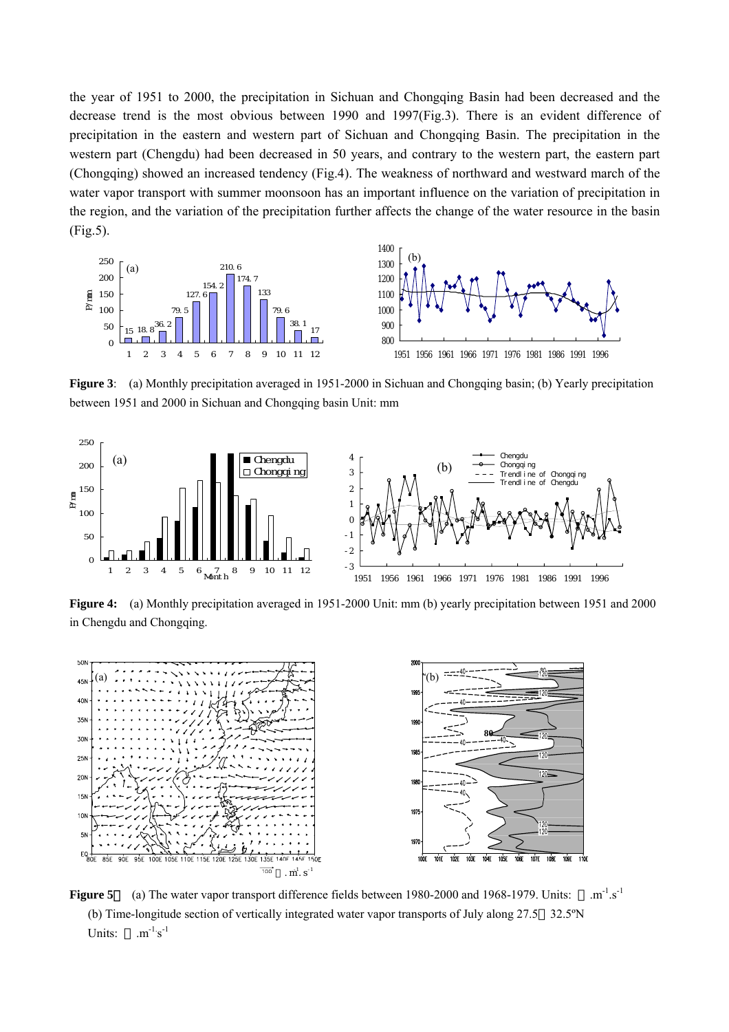the year of 1951 to 2000, the precipitation in Sichuan and Chongqing Basin had been decreased and the decrease trend is the most obvious between 1990 and 1997(Fig.3). There is an evident difference of precipitation in the eastern and western part of Sichuan and Chongqing Basin. The precipitation in the western part (Chengdu) had been decreased in 50 years, and contrary to the western part, the eastern part (Chongqing) showed an increased tendency (Fig.4). The weakness of northward and westward march of the water vapor transport with summer moonsoon has an important influence on the variation of precipitation in the region, and the variation of the precipitation further affects the change of the water resource in the basin (Fig.5).

**Figure 3**: (a) Monthly precipitation averaged in 1951-2000 in Sichuan and Chongqing basin; (b) Yearly precipitation between 1951 and 2000 in Sichuan and Chongqing basin Unit: mm

**Figure 4:** (a) Monthly precipitation averaged in 1951-2000 Unit: mm (b) yearly precipitation between 1951 and 2000 in Chengdu and Chongqing.

**Figure 5** (a) The water vapor transport difference fields between 1980-2000 and 1968-1979. Units: .m$^{-1}$.s$^{-1}$
(b) Time-longitude section of vertically integrated water vapor transports of July along 27.5 32.5ºN
Units: .m$^{-1}$.s$^{-1}$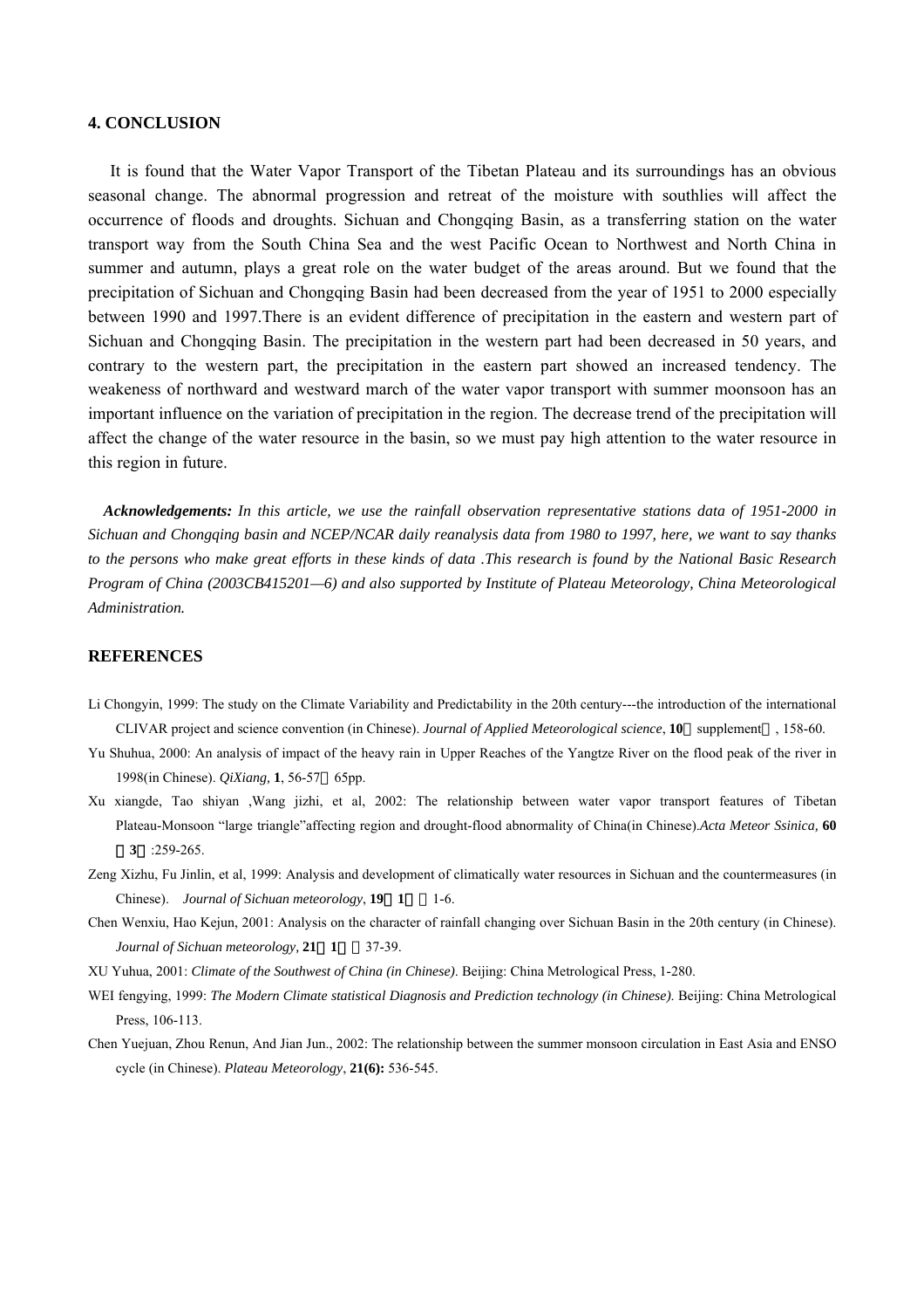### 4. CONCLUSION

It is found that the Water Vapor Transport of the Tibetan Plateau and its surroundings has an obvious seasonal change. The abnormal progression and retreat of the moisture with southlies will affect the occurrence of floods and droughts. Sichuan and Chongqing Basin, as a transferring station on the water transport way from the South China Sea and the west Pacific Ocean to Northwest and North China in summer and autumn, plays a great role on the water budget of the areas around. But we found that the precipitation of Sichuan and Chongqing Basin had been decreased from the year of 1951 to 2000 especially between 1990 and 1997.There is an evident difference of precipitation in the eastern and western part of Sichuan and Chongqing Basin. The precipitation in the western part had been decreased in 50 years, and contrary to the western part, the precipitation in the eastern part showed an increased tendency. The weakeness of northward and westward march of the water vapor transport with summer moonsoon has an important influence on the variation of precipitation in the region. The decrease trend of the precipitation will affect the change of the water resource in the basin, so we must pay high attention to the water resource in this region in future.

***Acknowledgements:*** *In this article, we use the rainfall observation representative stations data of 1951-2000 in Sichuan and Chongqing basin and NCEP/NCAR daily reanalysis data from 1980 to 1997, here, we want to say thanks to the persons who make great efforts in these kinds of data .This research is found by the National Basic Research Program of China (2003CB415201—6) and also supported by Institute of Plateau Meteorology, China Meteorological Administration.*

### REFERENCES

Li Chongyin, 1999: The study on the Climate Variability and Predictability in the 20th century---the introduction of the international CLIVAR project and science convention (in Chinese). *Journal of Applied Meteorological science*, **10**（supplement）, 158-60.

Yu Shuhua, 2000: An analysis of impact of the heavy rain in Upper Reaches of the Yangtze River on the flood peak of the river in 1998(in Chinese). *QiXiang,* **1**, 56-57，65pp.

Xu xiangde, Tao shiyan ,Wang jizhi, et al, 2002: The relationship between water vapor transport features of Tibetan Plateau-Monsoon "large triangle"affecting region and drought-flood abnormality of China(in Chinese).*Acta Meteor Ssinica,* **60**（**3**）:259-265.

Zeng Xizhu, Fu Jinlin, et al, 1999: Analysis and development of climatically water resources in Sichuan and the countermeasures (in Chinese). *Journal of Sichuan meteorology*, **19**（**1**）：1-6.

Chen Wenxiu, Hao Kejun, 2001: Analysis on the character of rainfall changing over Sichuan Basin in the 20th century (in Chinese). *Journal of Sichuan meteorology*, **21**（**1**）：37-39.

XU Yuhua, 2001: *Climate of the Southwest of China (in Chinese)*. Beijing: China Metrological Press, 1-280.

WEI fengying, 1999: *The Modern Climate statistical Diagnosis and Prediction technology (in Chinese)*. Beijing: China Metrological Press, 106-113.

Chen Yuejuan, Zhou Renun, And Jian Jun., 2002: The relationship between the summer monsoon circulation in East Asia and ENSO cycle (in Chinese). *Plateau Meteorology*, **21(6):** 536-545.